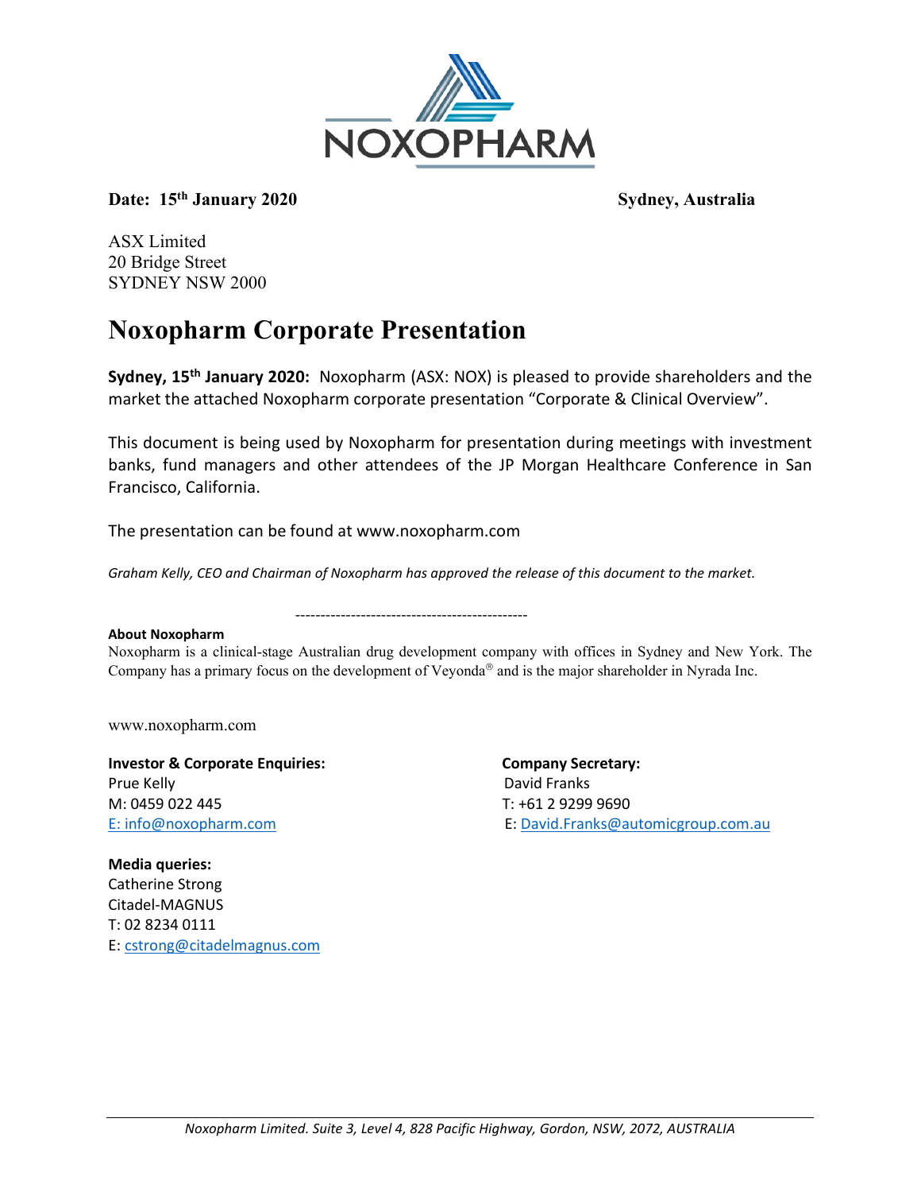NOXOPHARM

**Date: 15th January 2020** **Sydney, Australia**

ASX Limited
20 Bridge Street
SYDNEY NSW 2000

# Noxopharm Corporate Presentation

**Sydney, 15th January 2020:** Noxopharm (ASX: NOX) is pleased to provide shareholders and the market the attached Noxopharm corporate presentation "Corporate & Clinical Overview".

This document is being used by Noxopharm for presentation during meetings with investment banks, fund managers and other attendees of the JP Morgan Healthcare Conference in San Francisco, California.

The presentation can be found at www.noxopharm.com

*Graham Kelly, CEO and Chairman of Noxopharm has approved the release of this document to the market.*

----------------------------------------------

**About Noxopharm**

Noxopharm is a clinical-stage Australian drug development company with offices in Sydney and New York. The Company has a primary focus on the development of Veyonda® and is the major shareholder in Nyrada Inc.

www.noxopharm.com

**Investor & Corporate Enquiries:**
Prue Kelly
M: 0459 022 445
E: info@noxopharm.com

**Company Secretary:**
David Franks
T: +61 2 9299 9690
E: David.Franks@automicgroup.com.au

**Media queries:**
Catherine Strong
Citadel-MAGNUS
T: 02 8234 0111
E: cstrong@citadelmagnus.com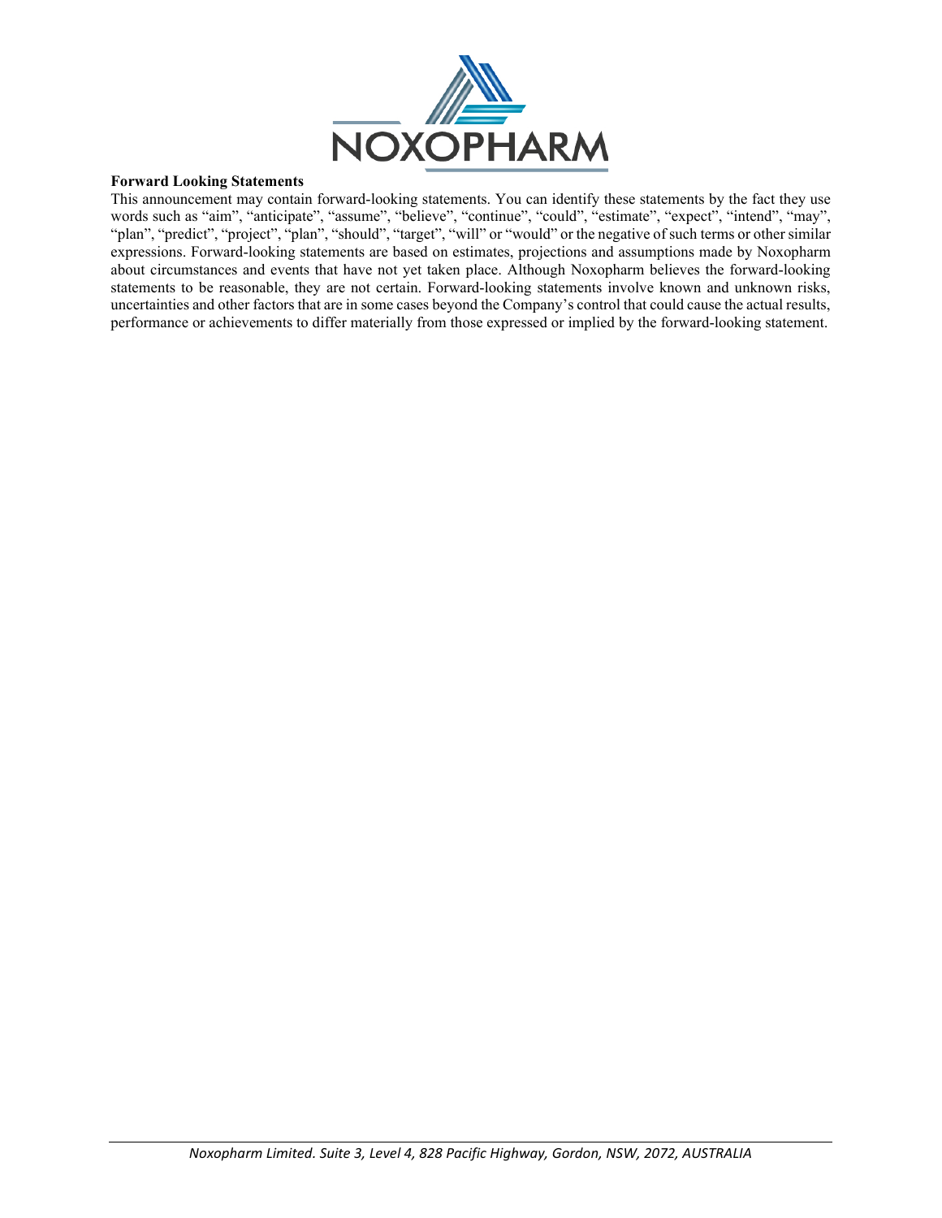**Forward Looking Statements**

This announcement may contain forward-looking statements. You can identify these statements by the fact they use words such as "aim", "anticipate", "assume", "believe", "continue", "could", "estimate", "expect", "intend", "may", "plan", "predict", "project", "plan", "should", "target", "will" or "would" or the negative of such terms or other similar expressions. Forward-looking statements are based on estimates, projections and assumptions made by Noxopharm about circumstances and events that have not yet taken place. Although Noxopharm believes the forward-looking statements to be reasonable, they are not certain. Forward-looking statements involve known and unknown risks, uncertainties and other factors that are in some cases beyond the Company's control that could cause the actual results, performance or achievements to differ materially from those expressed or implied by the forward-looking statement.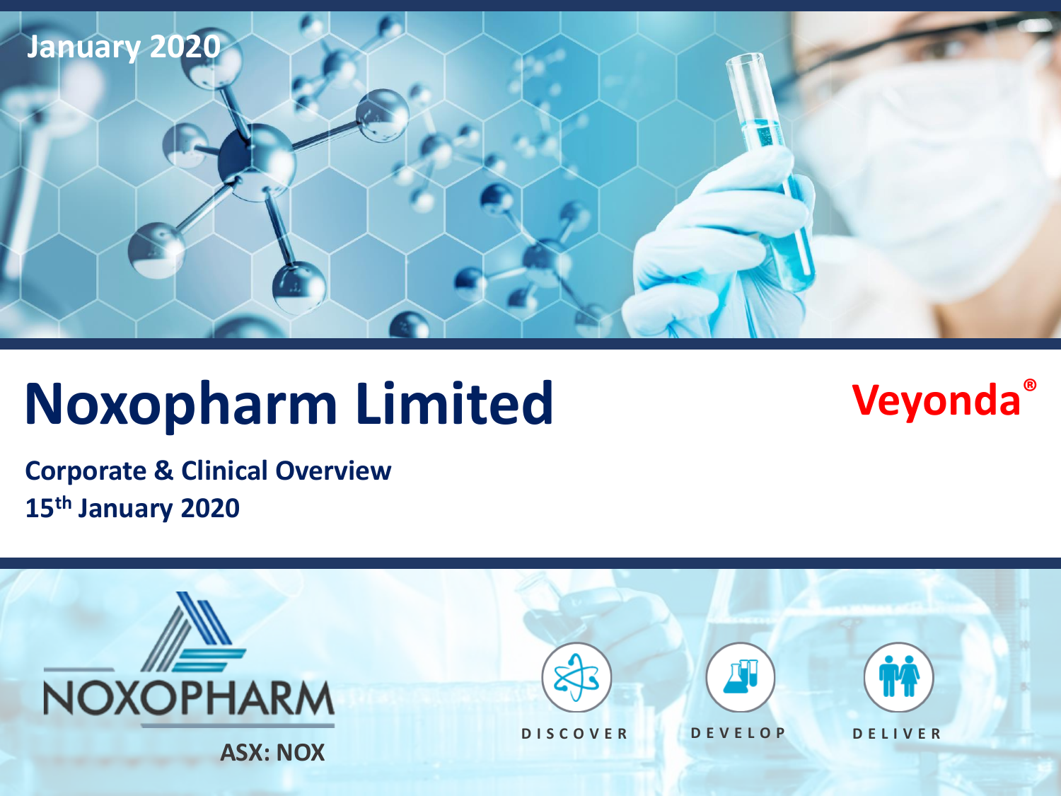January 2020

# Noxopharm Limited

**Veyonda®**

**Corporate & Clinical Overview**
**15th January 2020**

NOXOPHARM

ASX: NOX

DISCOVER DEVELOP DELIVER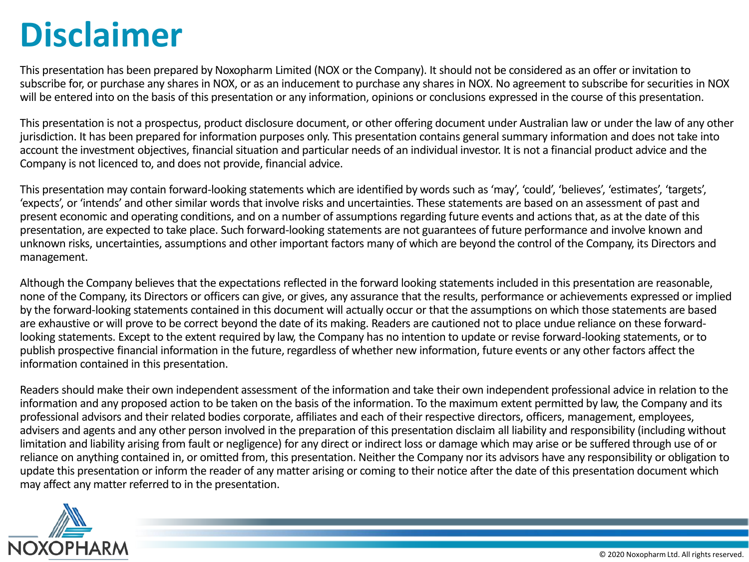# Disclaimer

This presentation has been prepared by Noxopharm Limited (NOX or the Company). It should not be considered as an offer or invitation to subscribe for, or purchase any shares in NOX, or as an inducement to purchase any shares in NOX. No agreement to subscribe for securities in NOX will be entered into on the basis of this presentation or any information, opinions or conclusions expressed in the course of this presentation.

This presentation is not a prospectus, product disclosure document, or other offering document under Australian law or under the law of any other jurisdiction. It has been prepared for information purposes only. This presentation contains general summary information and does not take into account the investment objectives, financial situation and particular needs of an individual investor. It is not a financial product advice and the Company is not licenced to, and does not provide, financial advice.

This presentation may contain forward-looking statements which are identified by words such as 'may', 'could', 'believes', 'estimates', 'targets', 'expects', or 'intends' and other similar words that involve risks and uncertainties. These statements are based on an assessment of past and present economic and operating conditions, and on a number of assumptions regarding future events and actions that, as at the date of this presentation, are expected to take place. Such forward-looking statements are not guarantees of future performance and involve known and unknown risks, uncertainties, assumptions and other important factors many of which are beyond the control of the Company, its Directors and management.

Although the Company believes that the expectations reflected in the forward looking statements included in this presentation are reasonable, none of the Company, its Directors or officers can give, or gives, any assurance that the results, performance or achievements expressed or implied by the forward-looking statements contained in this document will actually occur or that the assumptions on which those statements are based are exhaustive or will prove to be correct beyond the date of its making. Readers are cautioned not to place undue reliance on these forward-looking statements. Except to the extent required by law, the Company has no intention to update or revise forward-looking statements, or to publish prospective financial information in the future, regardless of whether new information, future events or any other factors affect the information contained in this presentation.

Readers should make their own independent assessment of the information and take their own independent professional advice in relation to the information and any proposed action to be taken on the basis of the information. To the maximum extent permitted by law, the Company and its professional advisors and their related bodies corporate, affiliates and each of their respective directors, officers, management, employees, advisers and agents and any other person involved in the preparation of this presentation disclaim all liability and responsibility (including without limitation and liability arising from fault or negligence) for any direct or indirect loss or damage which may arise or be suffered through use of or reliance on anything contained in, or omitted from, this presentation. Neither the Company nor its advisors have any responsibility or obligation to update this presentation or inform the reader of any matter arising or coming to their notice after the date of this presentation document which may affect any matter referred to in the presentation.

NOXOPHARM

© 2020 Noxopharm Ltd. All rights reserved.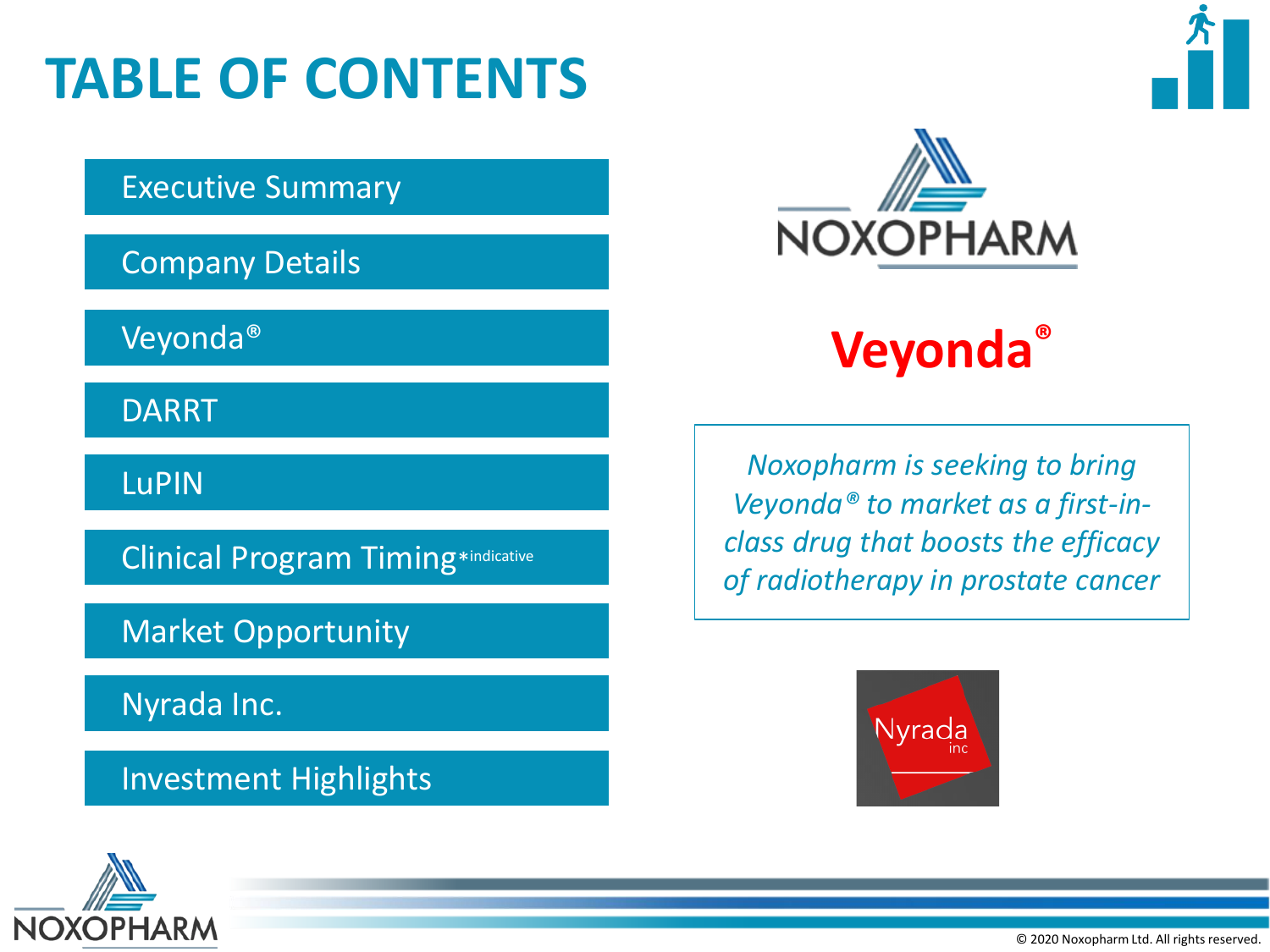# TABLE OF CONTENTS

- Executive Summary
- Company Details
- Veyonda®
- DARRT
- LuPIN
- Clinical Program Timing*indicative
- Market Opportunity
- Nyrada Inc.
- Investment Highlights

NOXOPHARM

**Veyonda®**

*Noxopharm is seeking to bring Veyonda® to market as a first-in-class drug that boosts the efficacy of radiotherapy in prostate cancer*

Nyrada inc

© 2020 Noxopharm Ltd. All rights reserved.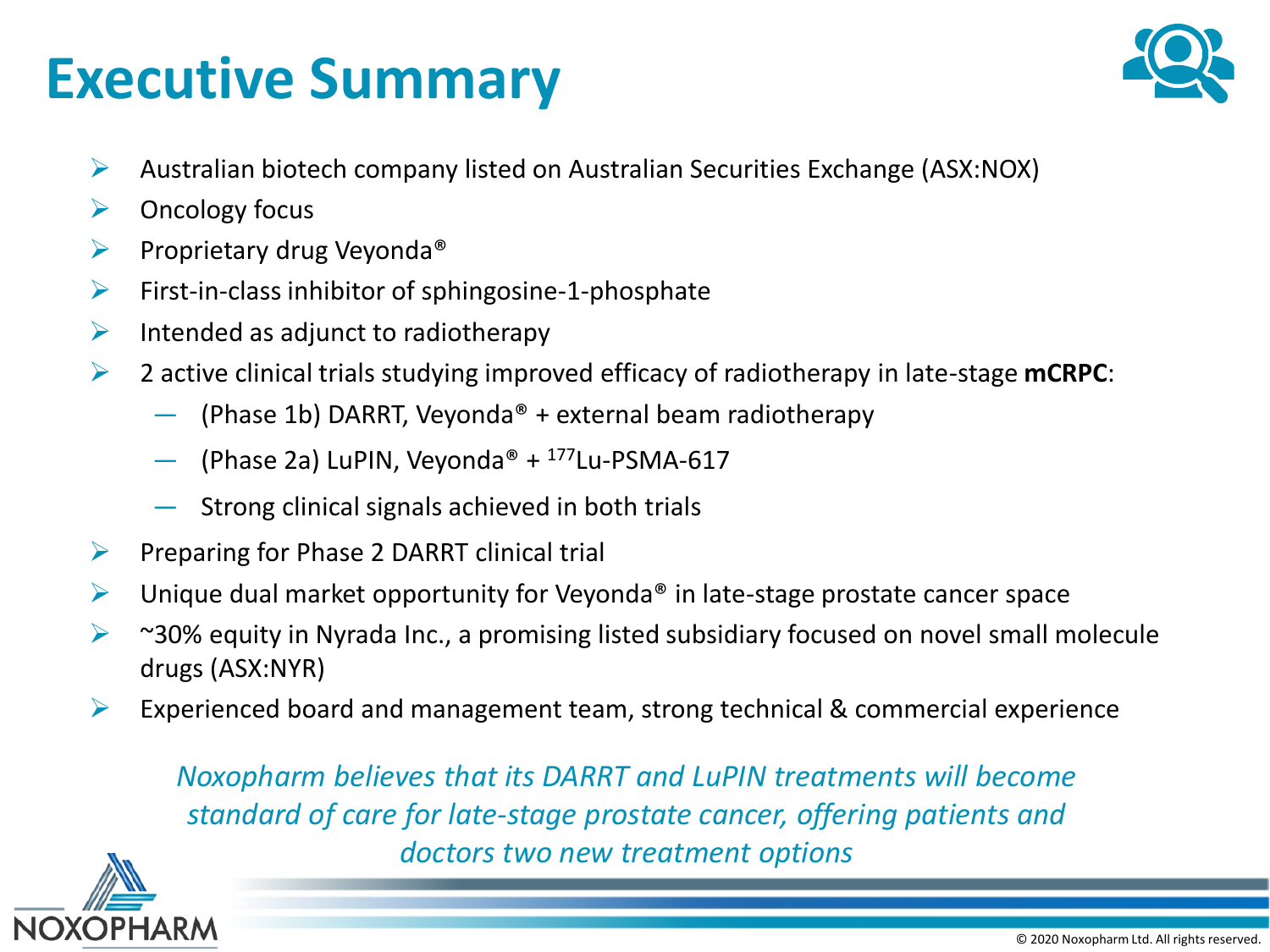# Executive Summary

- Australian biotech company listed on Australian Securities Exchange (ASX:NOX)
- Oncology focus
- Proprietary drug Veyonda®
- First-in-class inhibitor of sphingosine-1-phosphate
- Intended as adjunct to radiotherapy
- 2 active clinical trials studying improved efficacy of radiotherapy in late-stage **mCRPC**:
  - (Phase 1b) DARRT, Veyonda® + external beam radiotherapy
  - (Phase 2a) LuPIN, Veyonda® + $^{177}$Lu-PSMA-617
  - Strong clinical signals achieved in both trials
- Preparing for Phase 2 DARRT clinical trial
- Unique dual market opportunity for Veyonda® in late-stage prostate cancer space
- ~30% equity in Nyrada Inc., a promising listed subsidiary focused on novel small molecule drugs (ASX:NYR)
- Experienced board and management team, strong technical & commercial experience

*Noxopharm believes that its DARRT and LuPIN treatments will become standard of care for late-stage prostate cancer, offering patients and doctors two new treatment options*

© 2020 Noxopharm Ltd. All rights reserved.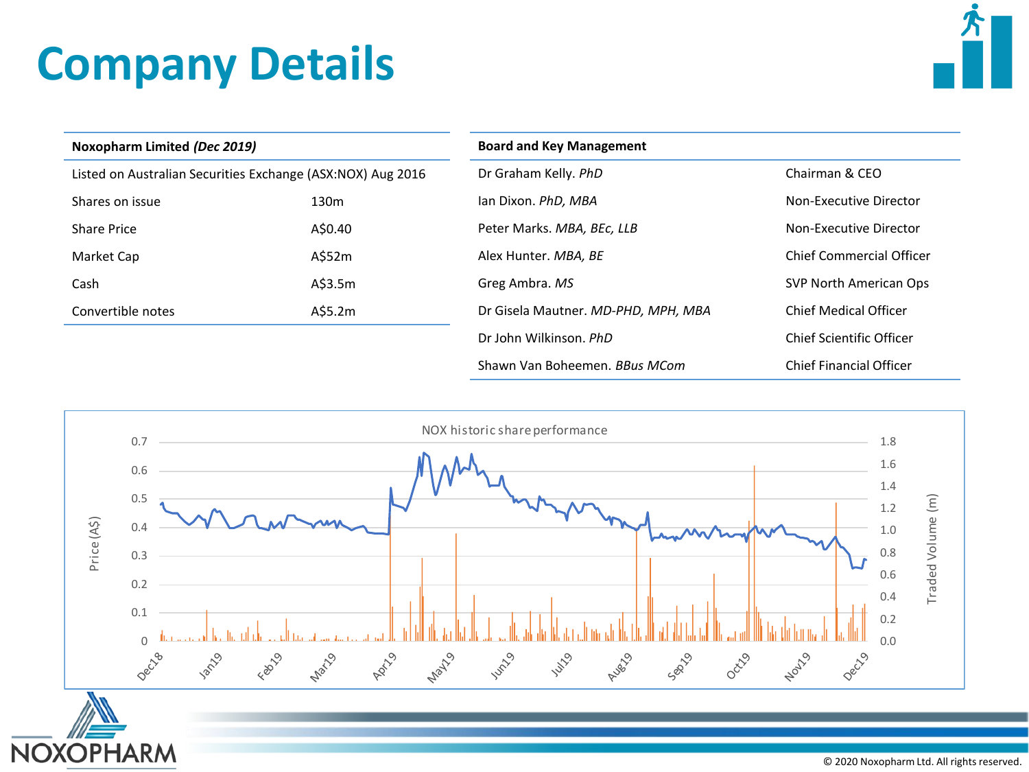# Company Details

| Noxopharm Limited *(Dec 2019)* | |
|---|---|
| Listed on Australian Securities Exchange (ASX:NOX) Aug 2016 | |
| Shares on issue | 130m |
| Share Price | A$0.40 |
| Market Cap | A$52m |
| Cash | A$3.5m |
| Convertible notes | A$5.2m |

| Board and Key Management | |
|---|---|
| Dr Graham Kelly. *PhD* | Chairman & CEO |
| Ian Dixon. *PhD, MBA* | Non-Executive Director |
| Peter Marks. *MBA, BEc, LLB* | Non-Executive Director |
| Alex Hunter. *MBA, BE* | Chief Commercial Officer |
| Greg Ambra. *MS* | SVP North American Ops |
| Dr Gisela Mautner. *MD-PHD, MPH, MBA* | Chief Medical Officer |
| Dr John Wilkinson. *PhD* | Chief Scientific Officer |
| Shawn Van Boheemen. *BBus MCom* | Chief Financial Officer |

NOX historic share performance

Price (A$): 0 – 0.7; Traded Volume (m): 0.0 – 1.8

Dec18, Jan19, Feb19, Mar19, Apr19, May19, Jun19, Jul19, Aug19, Sep19, Oct19, Nov19, Dec19

© 2020 Noxopharm Ltd. All rights reserved.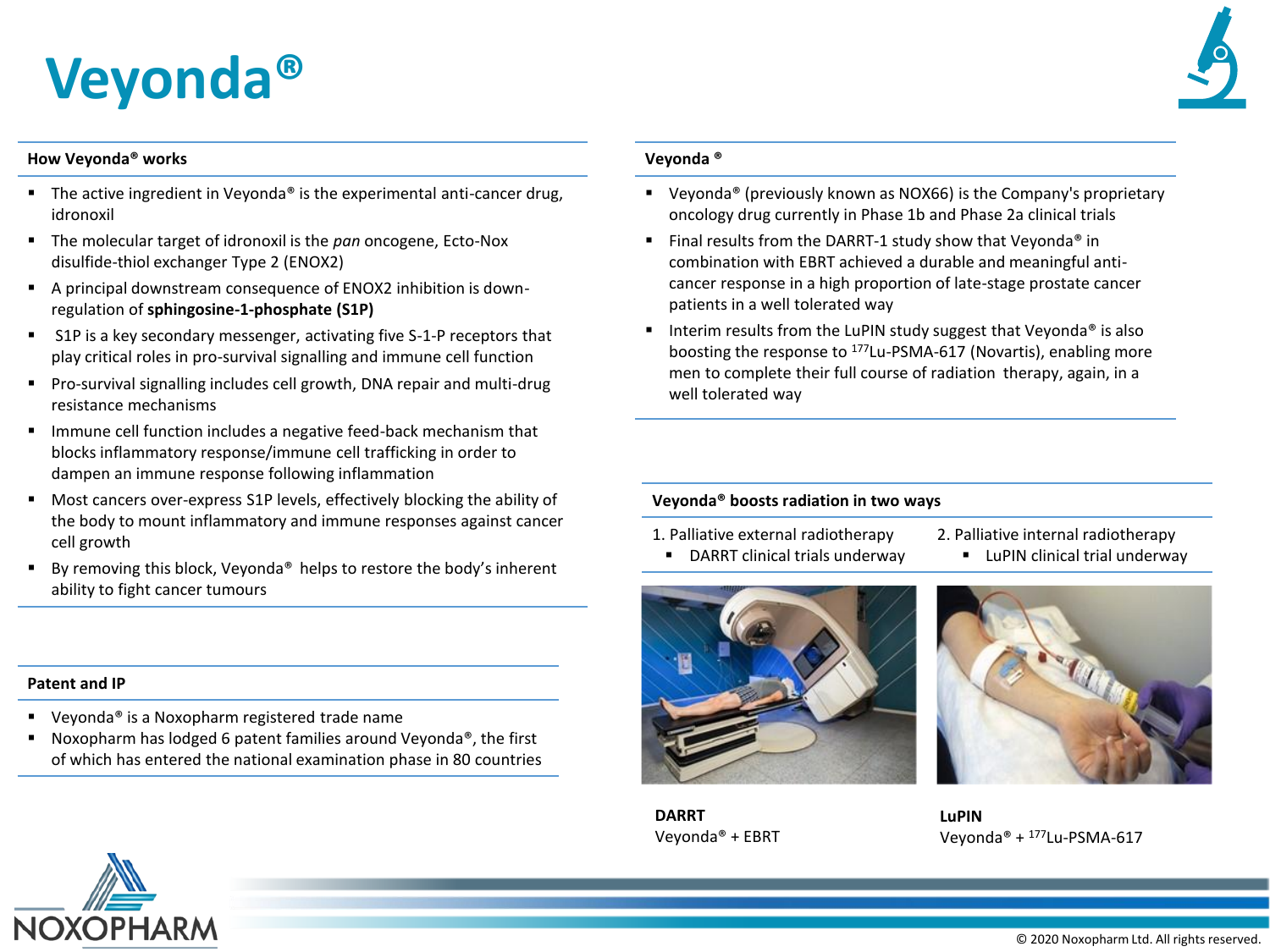# Veyonda®

### How Veyonda® works

- The active ingredient in Veyonda® is the experimental anti-cancer drug, idronoxil
- The molecular target of idronoxil is the *pan* oncogene, Ecto-Nox disulfide-thiol exchanger Type 2 (ENOX2)
- A principal downstream consequence of ENOX2 inhibition is down-regulation of **sphingosine-1-phosphate (S1P)**
- S1P is a key secondary messenger, activating five S-1-P receptors that play critical roles in pro-survival signalling and immune cell function
- Pro-survival signalling includes cell growth, DNA repair and multi-drug resistance mechanisms
- Immune cell function includes a negative feed-back mechanism that blocks inflammatory response/immune cell trafficking in order to dampen an immune response following inflammation
- Most cancers over-express S1P levels, effectively blocking the ability of the body to mount inflammatory and immune responses against cancer cell growth
- By removing this block, Veyonda® helps to restore the body's inherent ability to fight cancer tumours

### Patent and IP

- Veyonda® is a Noxopharm registered trade name
- Noxopharm has lodged 6 patent families around Veyonda®, the first of which has entered the national examination phase in 80 countries

### Veyonda®

- Veyonda® (previously known as NOX66) is the Company's proprietary oncology drug currently in Phase 1b and Phase 2a clinical trials
- Final results from the DARRT-1 study show that Veyonda® in combination with EBRT achieved a durable and meaningful anti-cancer response in a high proportion of late-stage prostate cancer patients in a well tolerated way
- Interim results from the LuPIN study suggest that Veyonda® is also boosting the response to $^{177}$Lu-PSMA-617 (Novartis), enabling more men to complete their full course of radiation therapy, again, in a well tolerated way

### Veyonda® boosts radiation in two ways

1. Palliative external radiotherapy
   - DARRT clinical trials underway
2. Palliative internal radiotherapy
   - LuPIN clinical trial underway

**DARRT**
Veyonda® + EBRT

**LuPIN**
Veyonda® + $^{177}$Lu-PSMA-617

© 2020 Noxopharm Ltd. All rights reserved.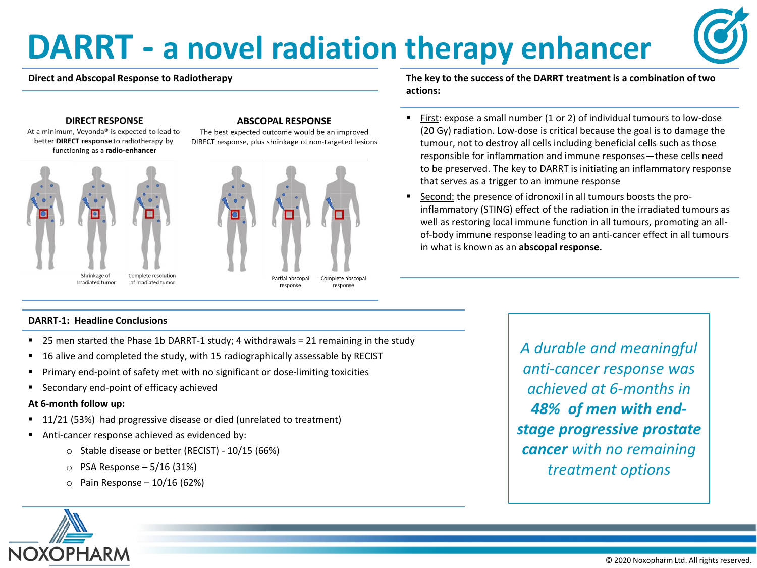# DARRT - a novel radiation therapy enhancer

**Direct and Abscopal Response to Radiotherapy**

**DIRECT RESPONSE**

At a minimum, Veyonda® is expected to lead to better **DIRECT response** to radiotherapy by functioning as a **radio-enhancer**

Shrinkage of irradiated tumor

Complete resolution of irradiated tumor

**ABSCOPAL RESPONSE**

The best expected outcome would be an improved DIRECT response, plus shrinkage of non-targeted lesions

Partial abscopal response

Complete abscopal response

**The key to the success of the DARRT treatment is a combination of two actions:**

- First: expose a small number (1 or 2) of individual tumours to low-dose (20 Gy) radiation. Low-dose is critical because the goal is to damage the tumour, not to destroy all cells including beneficial cells such as those responsible for inflammation and immune responses—these cells need to be preserved. The key to DARRT is initiating an inflammatory response that serves as a trigger to an immune response
- Second: the presence of idronoxil in all tumours boosts the pro-inflammatory (STING) effect of the radiation in the irradiated tumours as well as restoring local immune function in all tumours, promoting an all-of-body immune response leading to an anti-cancer effect in all tumours in what is known as an **abscopal response.**

**DARRT-1: Headline Conclusions**

- 25 men started the Phase 1b DARRT-1 study; 4 withdrawals = 21 remaining in the study
- 16 alive and completed the study, with 15 radiographically assessable by RECIST
- Primary end-point of safety met with no significant or dose-limiting toxicities
- Secondary end-point of efficacy achieved

**At 6-month follow up:**

- 11/21 (53%) had progressive disease or died (unrelated to treatment)
- Anti-cancer response achieved as evidenced by:
  - Stable disease or better (RECIST) - 10/15 (66%)
  - PSA Response – 5/16 (31%)
  - Pain Response – 10/16 (62%)

*A durable and meaningful anti-cancer response was achieved at 6-months in* ***48% of men with end-stage progressive prostate cancer*** *with no remaining treatment options*

NOXOPHARM

© 2020 Noxopharm Ltd. All rights reserved.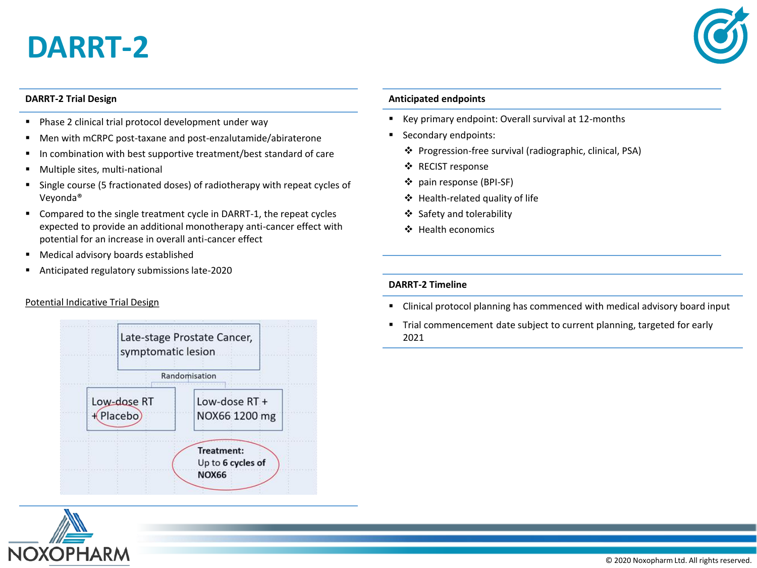# DARRT-2

## DARRT-2 Trial Design

- Phase 2 clinical trial protocol development under way
- Men with mCRPC post-taxane and post-enzalutamide/abiraterone
- In combination with best supportive treatment/best standard of care
- Multiple sites, multi-national
- Single course (5 fractionated doses) of radiotherapy with repeat cycles of Veyonda®
- Compared to the single treatment cycle in DARRT-1, the repeat cycles expected to provide an additional monotherapy anti-cancer effect with potential for an increase in overall anti-cancer effect
- Medical advisory boards established
- Anticipated regulatory submissions late-2020

Potential Indicative Trial Design

Late-stage Prostate Cancer, symptomatic lesion

Randomisation

Low-dose RT + Placebo

Low-dose RT + NOX66 1200 mg

**Treatment:** Up to **6 cycles of NOX66**

## Anticipated endpoints

- Key primary endpoint: Overall survival at 12-months
- Secondary endpoints:
  - Progression-free survival (radiographic, clinical, PSA)
  - RECIST response
  - pain response (BPI-SF)
  - Health-related quality of life
  - Safety and tolerability
  - Health economics

## DARRT-2 Timeline

- Clinical protocol planning has commenced with medical advisory board input
- Trial commencement date subject to current planning, targeted for early 2021

© 2020 Noxopharm Ltd. All rights reserved.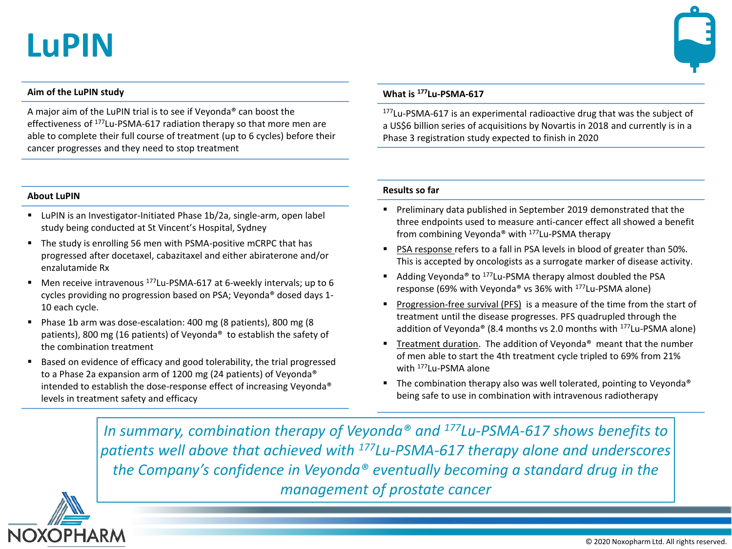# LuPIN

### Aim of the LuPIN study

A major aim of the LuPIN trial is to see if Veyonda® can boost the effectiveness of $^{177}$Lu-PSMA-617 radiation therapy so that more men are able to complete their full course of treatment (up to 6 cycles) before their cancer progresses and they need to stop treatment

### About LuPIN

- LuPIN is an Investigator-Initiated Phase 1b/2a, single-arm, open label study being conducted at St Vincent's Hospital, Sydney
- The study is enrolling 56 men with PSMA-positive mCRPC that has progressed after docetaxel, cabazitaxel and either abiraterone and/or enzalutamide Rx
- Men receive intravenous $^{177}$Lu-PSMA-617 at 6-weekly intervals; up to 6 cycles providing no progression based on PSA; Veyonda® dosed days 1-10 each cycle.
- Phase 1b arm was dose-escalation: 400 mg (8 patients), 800 mg (8 patients), 800 mg (16 patients) of Veyonda® to establish the safety of the combination treatment
- Based on evidence of efficacy and good tolerability, the trial progressed to a Phase 2a expansion arm of 1200 mg (24 patients) of Veyonda® intended to establish the dose-response effect of increasing Veyonda® levels in treatment safety and efficacy

### What is $^{177}$Lu-PSMA-617

$^{177}$Lu-PSMA-617 is an experimental radioactive drug that was the subject of a US$6 billion series of acquisitions by Novartis in 2018 and currently is in a Phase 3 registration study expected to finish in 2020

### Results so far

- Preliminary data published in September 2019 demonstrated that the three endpoints used to measure anti-cancer effect all showed a benefit from combining Veyonda® with $^{177}$Lu-PSMA therapy
- PSA response refers to a fall in PSA levels in blood of greater than 50%. This is accepted by oncologists as a surrogate marker of disease activity.
- Adding Veyonda® to $^{177}$Lu-PSMA therapy almost doubled the PSA response (69% with Veyonda® vs 36% with $^{177}$Lu-PSMA alone)
- Progression-free survival (PFS) is a measure of the time from the start of treatment until the disease progresses. PFS quadrupled through the addition of Veyonda® (8.4 months vs 2.0 months with $^{177}$Lu-PSMA alone)
- Treatment duration. The addition of Veyonda® meant that the number of men able to start the 4th treatment cycle tripled to 69% from 21% with $^{177}$Lu-PSMA alone
- The combination therapy also was well tolerated, pointing to Veyonda® being safe to use in combination with intravenous radiotherapy

*In summary, combination therapy of Veyonda® and $^{177}$Lu-PSMA-617 shows benefits to patients well above that achieved with $^{177}$Lu-PSMA-617 therapy alone and underscores the Company's confidence in Veyonda® eventually becoming a standard drug in the management of prostate cancer*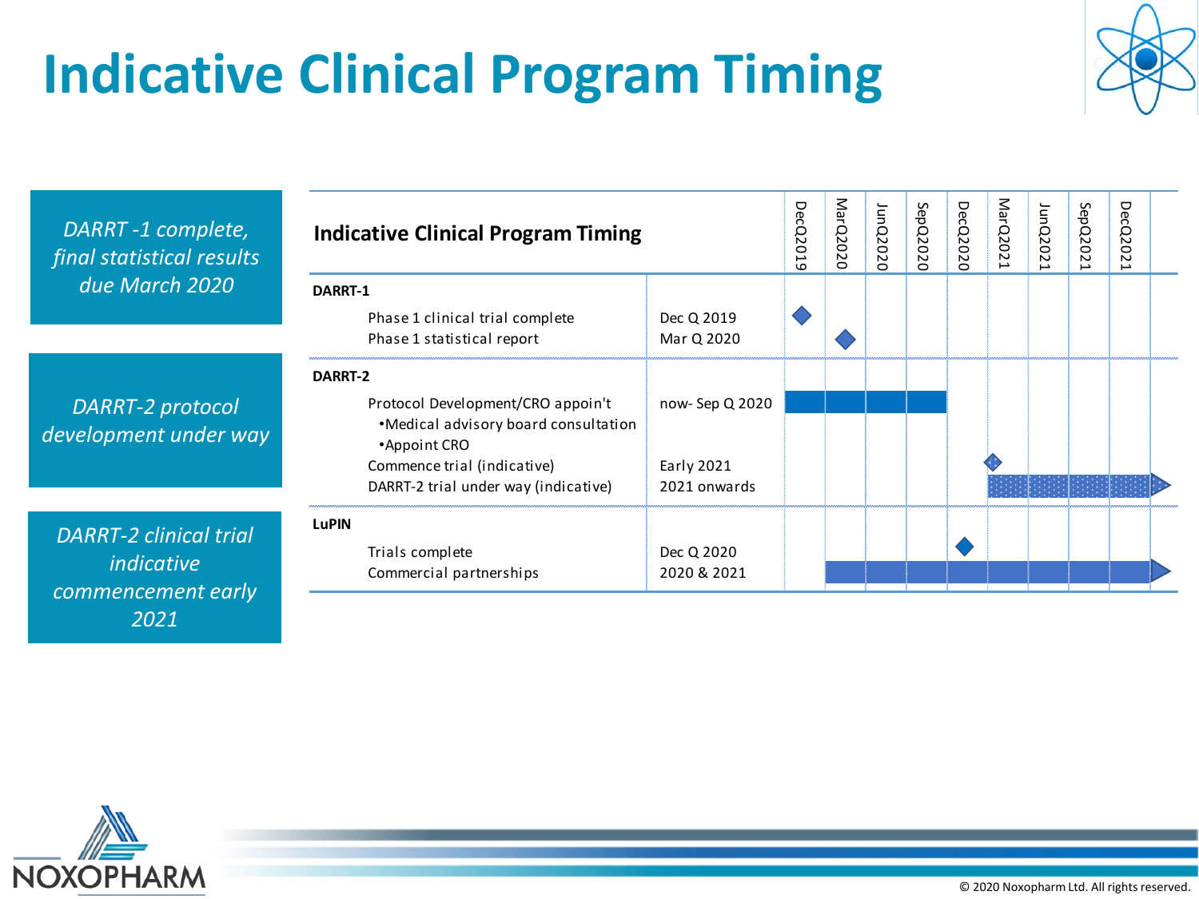# Indicative Clinical Program Timing

*DARRT -1 complete, final statistical results due March 2020*

*DARRT-2 protocol development under way*

*DARRT-2 clinical trial indicative commencement early 2021*

| Indicative Clinical Program Timing | | DecQ2019 | MarQ2020 | JunQ2020 | SepQ2020 | DecQ2020 | MarQ2021 | JunQ2021 | SepQ2021 | DecQ2021 |
|---|---|---|---|---|---|---|---|---|---|---|
| **DARRT-1** | | | | | | | | | | |
| Phase 1 clinical trial complete | Dec Q 2019 | ◆ | | | | | | | | |
| Phase 1 statistical report | Mar Q 2020 | | ◆ | | | | | | | |
| **DARRT-2** | | | | | | | | | | |
| Protocol Development/CRO appoin't<br>•Medical advisory board consultation<br>•Appoint CRO | now- Sep Q 2020 | ■ | ■ | ■ | ■ | | | | | |
| Commence trial (indicative) | Early 2021 | | | | | | ◆ | | | |
| DARRT-2 trial under way (indicative) | 2021 onwards | | | | | | ■ | ■ | ■ | ■ ► |
| **LuPIN** | | | | | | | | | | |
| Trials complete | Dec Q 2020 | | | | | ◆ | | | | |
| Commercial partnerships | 2020 & 2021 | | ■ | ■ | ■ | ■ | ■ | ■ | ■ | ■ ► |

NOXOPHARM

© 2020 Noxopharm Ltd. All rights reserved.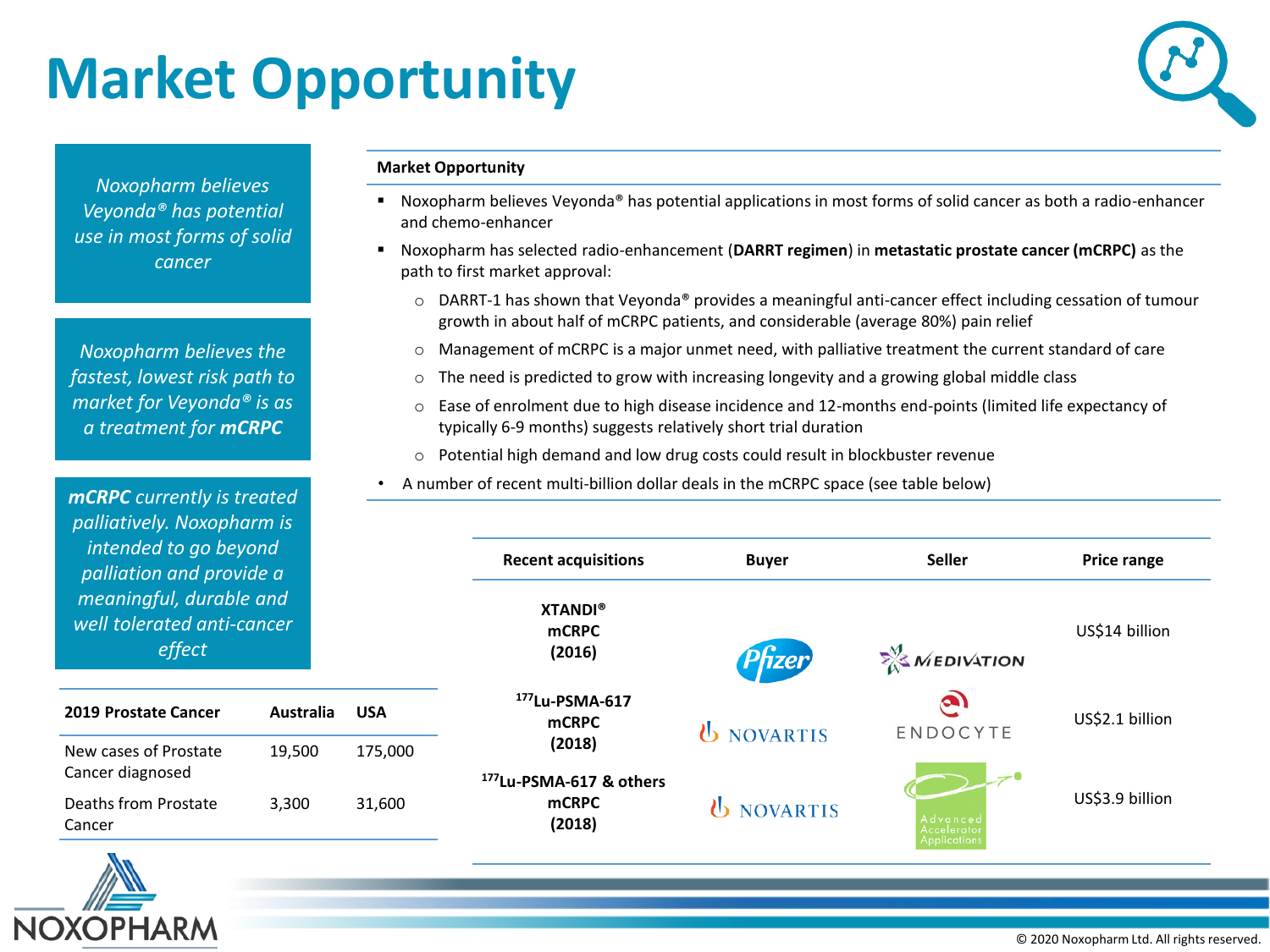# Market Opportunity

*Noxopharm believes Veyonda® has potential use in most forms of solid cancer*

*Noxopharm believes the fastest, lowest risk path to market for Veyonda® is as a treatment for **mCRPC***

***mCRPC** currently is treated palliatively. Noxopharm is intended to go beyond palliation and provide a meaningful, durable and well tolerated anti-cancer effect*

| 2019 Prostate Cancer | Australia | USA |
|---|---|---|
| New cases of Prostate Cancer diagnosed | 19,500 | 175,000 |
| Deaths from Prostate Cancer | 3,300 | 31,600 |

**Market Opportunity**

- Noxopharm believes Veyonda® has potential applications in most forms of solid cancer as both a radio-enhancer and chemo-enhancer
- Noxopharm has selected radio-enhancement (**DARRT regimen**) in **metastatic prostate cancer (mCRPC)** as the path to first market approval:
  - DARRT-1 has shown that Veyonda® provides a meaningful anti-cancer effect including cessation of tumour growth in about half of mCRPC patients, and considerable (average 80%) pain relief
  - Management of mCRPC is a major unmet need, with palliative treatment the current standard of care
  - The need is predicted to grow with increasing longevity and a growing global middle class
  - Ease of enrolment due to high disease incidence and 12-months end-points (limited life expectancy of typically 6-9 months) suggests relatively short trial duration
  - Potential high demand and low drug costs could result in blockbuster revenue
- A number of recent multi-billion dollar deals in the mCRPC space (see table below)

| Recent acquisitions | Buyer | Seller | Price range |
|---|---|---|---|
| **XTANDI® mCRPC (2016)** | Pfizer | Medivation | US$14 billion |
| **$^{177}$Lu-PSMA-617 mCRPC (2018)** | Novartis | Endocyte | US$2.1 billion |
| **$^{177}$Lu-PSMA-617 & others mCRPC (2018)** | Novartis | Advanced Accelerator Applications | US$3.9 billion |

NOXOPHARM

© 2020 Noxopharm Ltd. All rights reserved.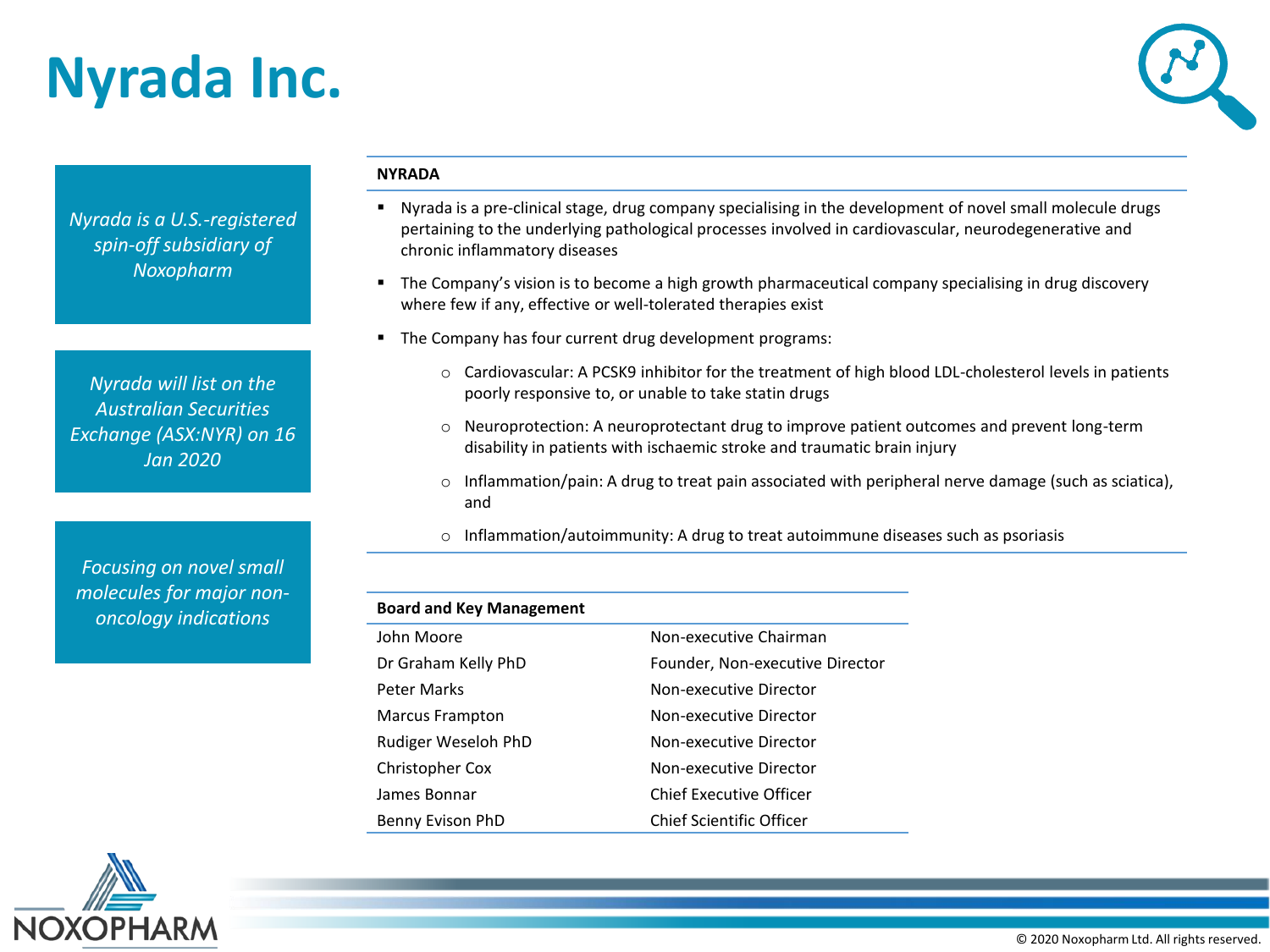# Nyrada Inc.

*Nyrada is a U.S.-registered spin-off subsidiary of Noxopharm*

*Nyrada will list on the Australian Securities Exchange (ASX:NYR) on 16 Jan 2020*

*Focusing on novel small molecules for major non-oncology indications*

**NYRADA**

- Nyrada is a pre-clinical stage, drug company specialising in the development of novel small molecule drugs pertaining to the underlying pathological processes involved in cardiovascular, neurodegenerative and chronic inflammatory diseases
- The Company's vision is to become a high growth pharmaceutical company specialising in drug discovery where few if any, effective or well-tolerated therapies exist
- The Company has four current drug development programs:
  - Cardiovascular: A PCSK9 inhibitor for the treatment of high blood LDL-cholesterol levels in patients poorly responsive to, or unable to take statin drugs
  - Neuroprotection: A neuroprotectant drug to improve patient outcomes and prevent long-term disability in patients with ischaemic stroke and traumatic brain injury
  - Inflammation/pain: A drug to treat pain associated with peripheral nerve damage (such as sciatica), and
  - Inflammation/autoimmunity: A drug to treat autoimmune diseases such as psoriasis

| Board and Key Management | |
|---|---|
| John Moore | Non-executive Chairman |
| Dr Graham Kelly PhD | Founder, Non-executive Director |
| Peter Marks | Non-executive Director |
| Marcus Frampton | Non-executive Director |
| Rudiger Weseloh PhD | Non-executive Director |
| Christopher Cox | Non-executive Director |
| James Bonnar | Chief Executive Officer |
| Benny Evison PhD | Chief Scientific Officer |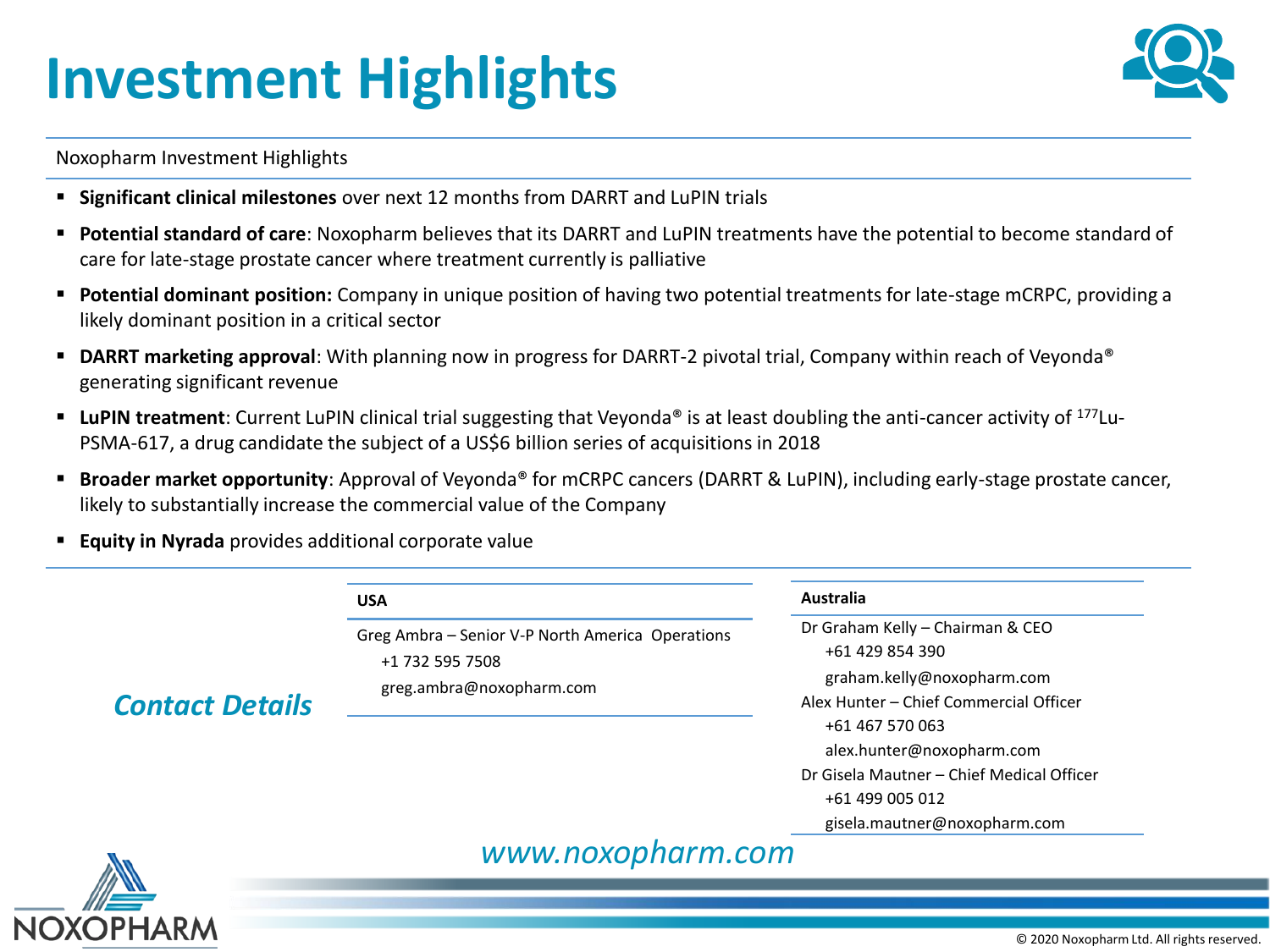# Investment Highlights

Noxopharm Investment Highlights

- **Significant clinical milestones** over next 12 months from DARRT and LuPIN trials
- **Potential standard of care**: Noxopharm believes that its DARRT and LuPIN treatments have the potential to become standard of care for late-stage prostate cancer where treatment currently is palliative
- **Potential dominant position:** Company in unique position of having two potential treatments for late-stage mCRPC, providing a likely dominant position in a critical sector
- **DARRT marketing approval**: With planning now in progress for DARRT-2 pivotal trial, Company within reach of Veyonda® generating significant revenue
- **LuPIN treatment**: Current LuPIN clinical trial suggesting that Veyonda® is at least doubling the anti-cancer activity of $^{177}$Lu-PSMA-617, a drug candidate the subject of a US$6 billion series of acquisitions in 2018
- **Broader market opportunity**: Approval of Veyonda® for mCRPC cancers (DARRT & LuPIN), including early-stage prostate cancer, likely to substantially increase the commercial value of the Company
- **Equity in Nyrada** provides additional corporate value

## *Contact Details*

**USA**

Greg Ambra – Senior V-P North America Operations
+1 732 595 7508
greg.ambra@noxopharm.com

**Australia**

Dr Graham Kelly – Chairman & CEO
+61 429 854 390
graham.kelly@noxopharm.com

Alex Hunter – Chief Commercial Officer
+61 467 570 063
alex.hunter@noxopharm.com

Dr Gisela Mautner – Chief Medical Officer
+61 499 005 012
gisela.mautner@noxopharm.com

*www.noxopharm.com*

NOXOPHARM

© 2020 Noxopharm Ltd. All rights reserved.